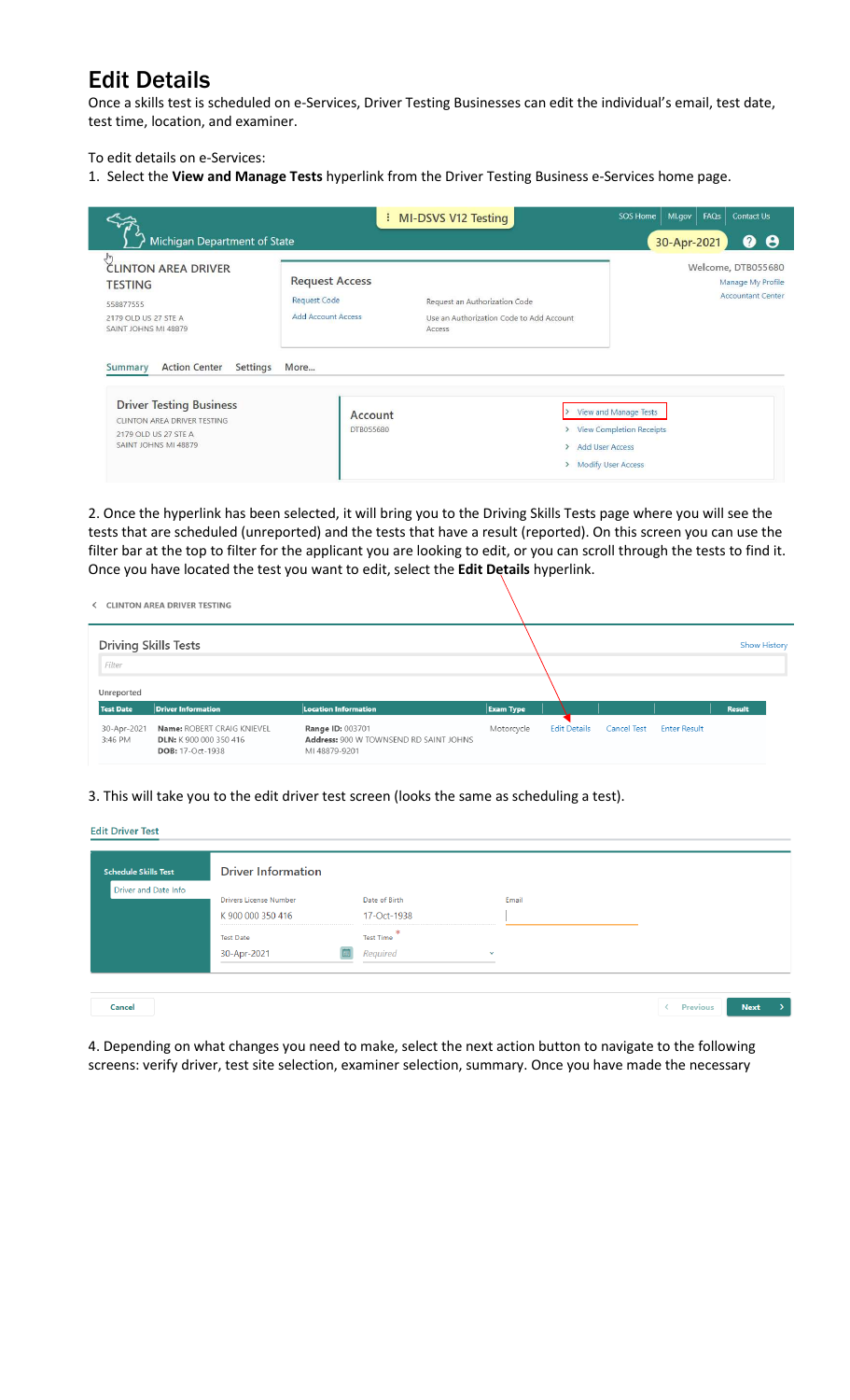# Edit Details

Once a skills test is scheduled on e-Services, Driver Testing Businesses can edit the individual's email, test date, test time, location, and examiner.

To edit details on e-Services:

1. Select the **View and Manage Tests** hyperlink from the Driver Testing Business e-Services home page.

2. Once the hyperlink has been selected, it will bring you to the Driving Skills Tests page where you will see the tests that are scheduled (unreported) and the tests that have a result (reported). On this screen you can use the filter bar at the top to filter for the applicant you are looking to edit, or you can scroll through the tests to find it. Once you have located the test you want to edit, select the **Edit Details** hyperlink.

3. This will take you to the edit driver test screen (looks the same as scheduling a test).

4. Depending on what changes you need to make, select the next action button to navigate to the following screens: verify driver, test site selection, examiner selection, summary. Once you have made the necessary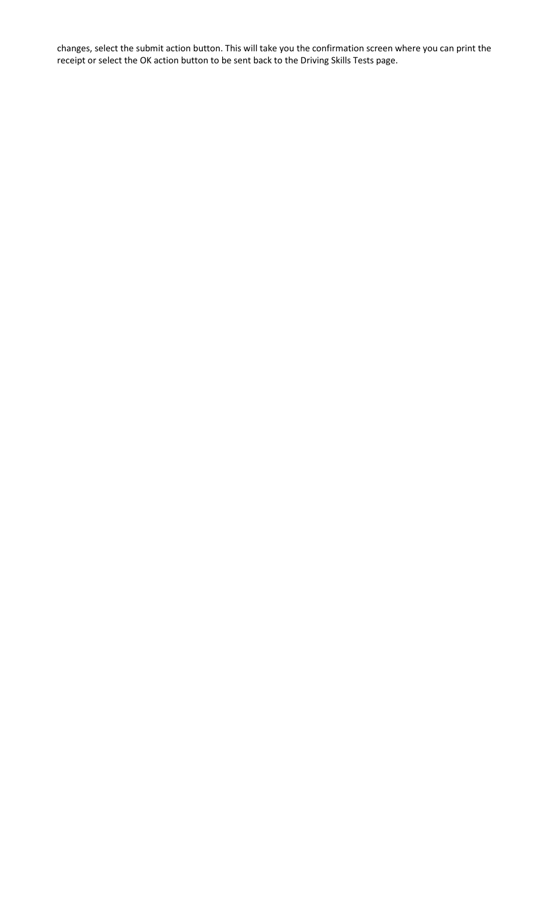changes, select the submit action button. This will take you the confirmation screen where you can print the receipt or select the OK action button to be sent back to the Driving Skills Tests page.